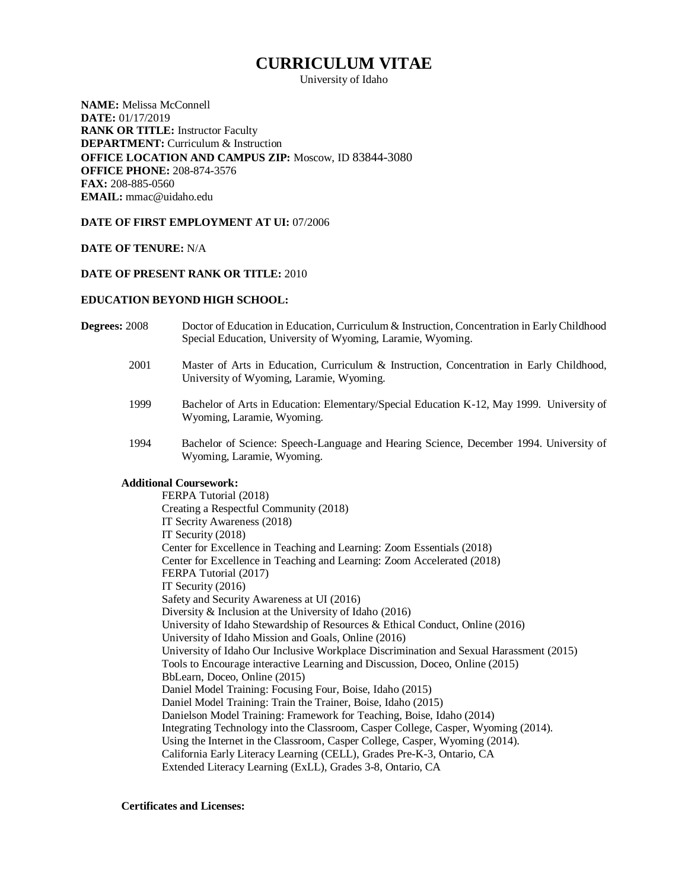# CURRICULUM VITAE

University of Idaho

**NAME:** Melissa McConnell
**DATE:** 01/17/2019
**RANK OR TITLE:** Instructor Faculty
**DEPARTMENT:** Curriculum & Instruction
**OFFICE LOCATION AND CAMPUS ZIP:** Moscow, ID 83844-3080
**OFFICE PHONE:** 208-874-3576
**FAX:** 208-885-0560
**EMAIL:** mmac@uidaho.edu

**DATE OF FIRST EMPLOYMENT AT UI:** 07/2006

**DATE OF TENURE:** N/A

**DATE OF PRESENT RANK OR TITLE:** 2010

**EDUCATION BEYOND HIGH SCHOOL:**

**Degrees:**

2008 Doctor of Education in Education, Curriculum & Instruction, Concentration in Early Childhood Special Education, University of Wyoming, Laramie, Wyoming.

2001 Master of Arts in Education, Curriculum & Instruction, Concentration in Early Childhood, University of Wyoming, Laramie, Wyoming.

1999 Bachelor of Arts in Education: Elementary/Special Education K-12, May 1999. University of Wyoming, Laramie, Wyoming.

1994 Bachelor of Science: Speech-Language and Hearing Science, December 1994. University of Wyoming, Laramie, Wyoming.

**Additional Coursework:**

FERPA Tutorial (2018)
Creating a Respectful Community (2018)
IT Secrity Awareness (2018)
IT Security (2018)
Center for Excellence in Teaching and Learning: Zoom Essentials (2018)
Center for Excellence in Teaching and Learning: Zoom Accelerated (2018)
FERPA Tutorial (2017)
IT Security (2016)
Safety and Security Awareness at UI (2016)
Diversity & Inclusion at the University of Idaho (2016)
University of Idaho Stewardship of Resources & Ethical Conduct, Online (2016)
University of Idaho Mission and Goals, Online (2016)
University of Idaho Our Inclusive Workplace Discrimination and Sexual Harassment (2015)
Tools to Encourage interactive Learning and Discussion, Doceo, Online (2015)
BbLearn, Doceo, Online (2015)
Daniel Model Training: Focusing Four, Boise, Idaho (2015)
Daniel Model Training: Train the Trainer, Boise, Idaho (2015)
Danielson Model Training: Framework for Teaching, Boise, Idaho (2014)
Integrating Technology into the Classroom, Casper College, Casper, Wyoming (2014).
Using the Internet in the Classroom, Casper College, Casper, Wyoming (2014).
California Early Literacy Learning (CELL), Grades Pre-K-3, Ontario, CA
Extended Literacy Learning (ExLL), Grades 3-8, Ontario, CA

**Certificates and Licenses:**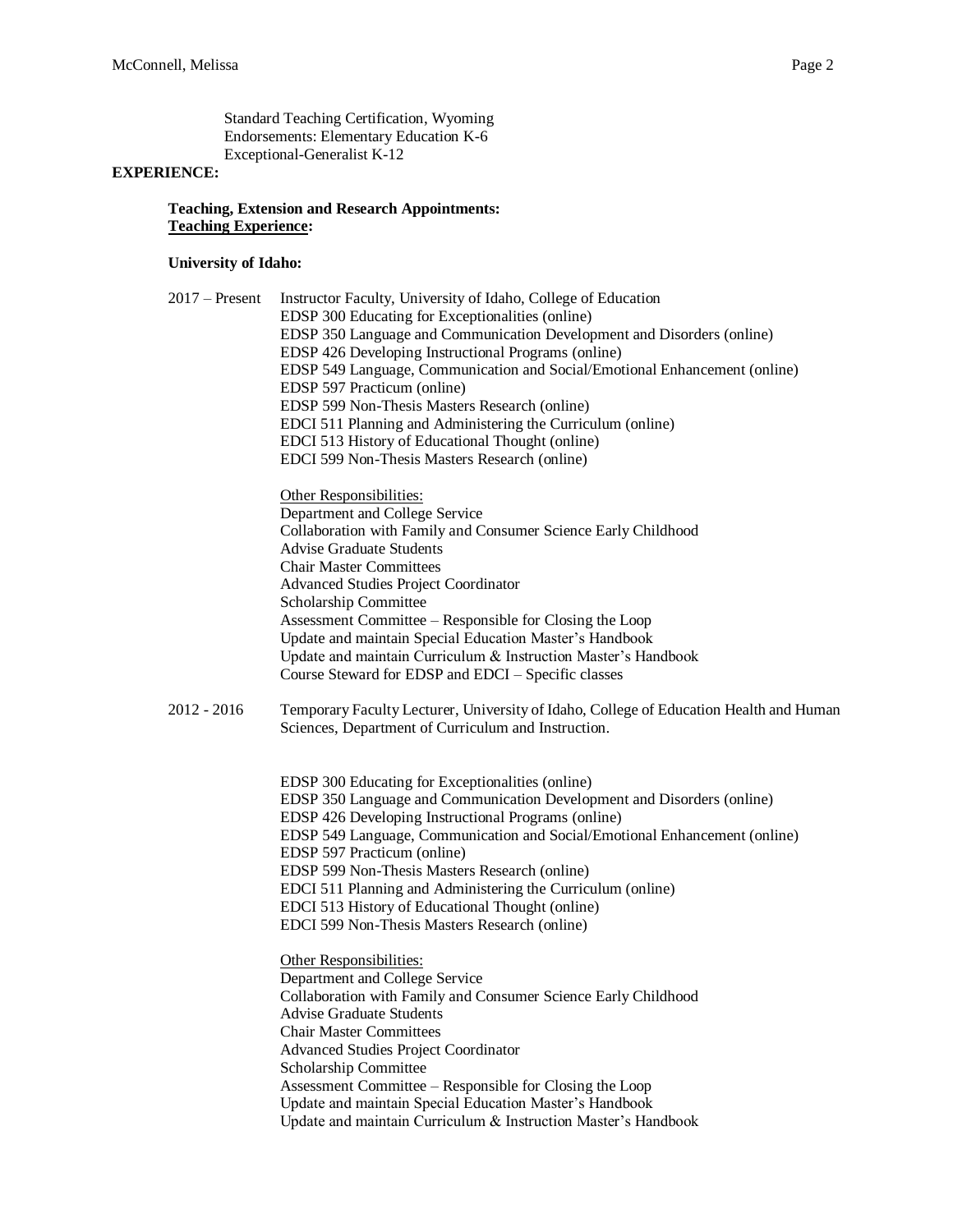Standard Teaching Certification, Wyoming
Endorsements: Elementary Education K-6
Exceptional-Generalist K-12

**EXPERIENCE:**

**Teaching, Extension and Research Appointments:**
**<u>Teaching Experience</u>:**

**University of Idaho:**

2017 – Present Instructor Faculty, University of Idaho, College of Education

- EDSP 300 Educating for Exceptionalities (online)
- EDSP 350 Language and Communication Development and Disorders (online)
- EDSP 426 Developing Instructional Programs (online)
- EDSP 549 Language, Communication and Social/Emotional Enhancement (online)
- EDSP 597 Practicum (online)
- EDSP 599 Non-Thesis Masters Research (online)
- EDCI 511 Planning and Administering the Curriculum (online)
- EDCI 513 History of Educational Thought (online)
- EDCI 599 Non-Thesis Masters Research (online)

<u>Other Responsibilities:</u>

- Department and College Service
- Collaboration with Family and Consumer Science Early Childhood
- Advise Graduate Students
- Chair Master Committees
- Advanced Studies Project Coordinator
- Scholarship Committee
- Assessment Committee – Responsible for Closing the Loop
- Update and maintain Special Education Master's Handbook
- Update and maintain Curriculum & Instruction Master's Handbook
- Course Steward for EDSP and EDCI – Specific classes

2012 - 2016 Temporary Faculty Lecturer, University of Idaho, College of Education Health and Human Sciences, Department of Curriculum and Instruction.

- EDSP 300 Educating for Exceptionalities (online)
- EDSP 350 Language and Communication Development and Disorders (online)
- EDSP 426 Developing Instructional Programs (online)
- EDSP 549 Language, Communication and Social/Emotional Enhancement (online)
- EDSP 597 Practicum (online)
- EDSP 599 Non-Thesis Masters Research (online)
- EDCI 511 Planning and Administering the Curriculum (online)
- EDCI 513 History of Educational Thought (online)
- EDCI 599 Non-Thesis Masters Research (online)

<u>Other Responsibilities:</u>

- Department and College Service
- Collaboration with Family and Consumer Science Early Childhood
- Advise Graduate Students
- Chair Master Committees
- Advanced Studies Project Coordinator
- Scholarship Committee
- Assessment Committee – Responsible for Closing the Loop
- Update and maintain Special Education Master's Handbook
- Update and maintain Curriculum & Instruction Master's Handbook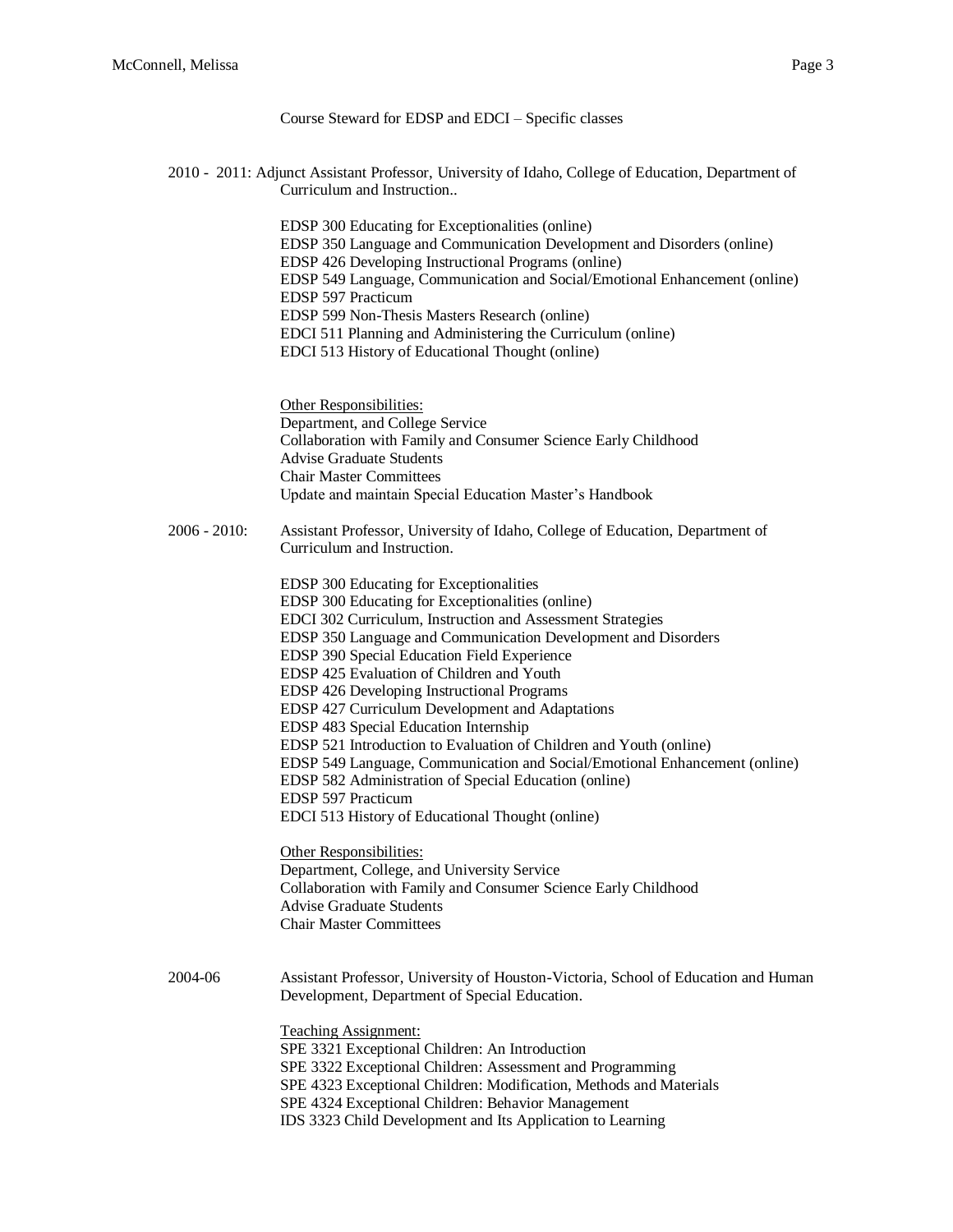Course Steward for EDSP and EDCI – Specific classes

2010 - 2011: Adjunct Assistant Professor, University of Idaho, College of Education, Department of Curriculum and Instruction..

EDSP 300 Educating for Exceptionalities (online)
EDSP 350 Language and Communication Development and Disorders (online)
EDSP 426 Developing Instructional Programs (online)
EDSP 549 Language, Communication and Social/Emotional Enhancement (online)
EDSP 597 Practicum
EDSP 599 Non-Thesis Masters Research (online)
EDCI 511 Planning and Administering the Curriculum (online)
EDCI 513 History of Educational Thought (online)

Other Responsibilities:
Department, and College Service
Collaboration with Family and Consumer Science Early Childhood
Advise Graduate Students
Chair Master Committees
Update and maintain Special Education Master's Handbook

2006 - 2010: Assistant Professor, University of Idaho, College of Education, Department of Curriculum and Instruction.

EDSP 300 Educating for Exceptionalities
EDSP 300 Educating for Exceptionalities (online)
EDCI 302 Curriculum, Instruction and Assessment Strategies
EDSP 350 Language and Communication Development and Disorders
EDSP 390 Special Education Field Experience
EDSP 425 Evaluation of Children and Youth
EDSP 426 Developing Instructional Programs
EDSP 427 Curriculum Development and Adaptations
EDSP 483 Special Education Internship
EDSP 521 Introduction to Evaluation of Children and Youth (online)
EDSP 549 Language, Communication and Social/Emotional Enhancement (online)
EDSP 582 Administration of Special Education (online)
EDSP 597 Practicum
EDCI 513 History of Educational Thought (online)

Other Responsibilities:
Department, College, and University Service
Collaboration with Family and Consumer Science Early Childhood
Advise Graduate Students
Chair Master Committees

2004-06 Assistant Professor, University of Houston-Victoria, School of Education and Human Development, Department of Special Education.

Teaching Assignment:
SPE 3321 Exceptional Children: An Introduction
SPE 3322 Exceptional Children: Assessment and Programming
SPE 4323 Exceptional Children: Modification, Methods and Materials
SPE 4324 Exceptional Children: Behavior Management
IDS 3323 Child Development and Its Application to Learning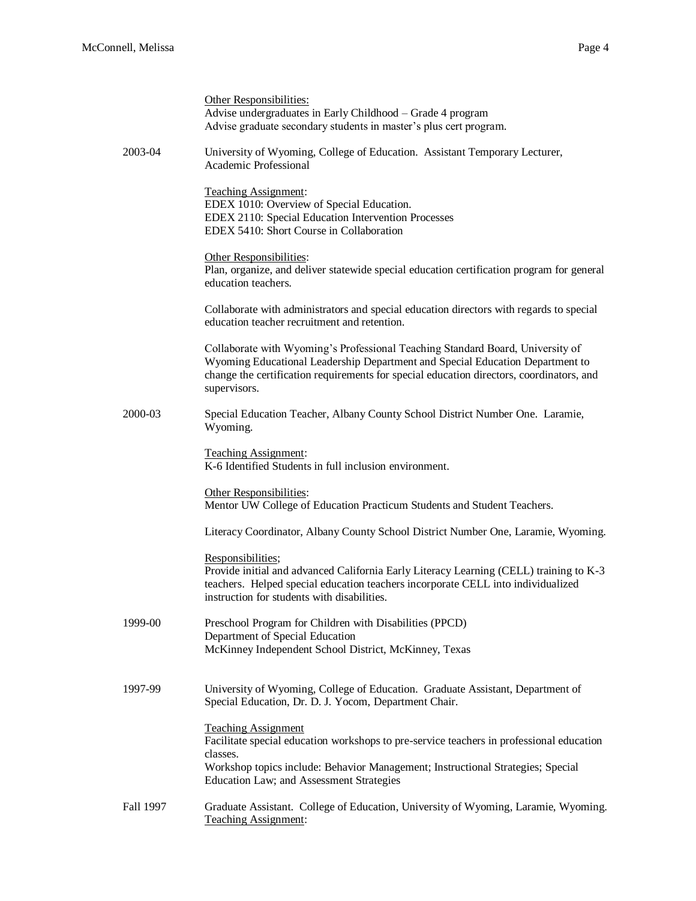Other Responsibilities:
Advise undergraduates in Early Childhood – Grade 4 program
Advise graduate secondary students in master's plus cert program.

2003-04 University of Wyoming, College of Education. Assistant Temporary Lecturer, Academic Professional

Teaching Assignment:
EDEX 1010: Overview of Special Education.
EDEX 2110: Special Education Intervention Processes
EDEX 5410: Short Course in Collaboration

Other Responsibilities:
Plan, organize, and deliver statewide special education certification program for general education teachers.

Collaborate with administrators and special education directors with regards to special education teacher recruitment and retention.

Collaborate with Wyoming's Professional Teaching Standard Board, University of Wyoming Educational Leadership Department and Special Education Department to change the certification requirements for special education directors, coordinators, and supervisors.

2000-03 Special Education Teacher, Albany County School District Number One. Laramie, Wyoming.

Teaching Assignment:
K-6 Identified Students in full inclusion environment.

Other Responsibilities:
Mentor UW College of Education Practicum Students and Student Teachers.

Literacy Coordinator, Albany County School District Number One, Laramie, Wyoming.

Responsibilities;
Provide initial and advanced California Early Literacy Learning (CELL) training to K-3 teachers. Helped special education teachers incorporate CELL into individualized instruction for students with disabilities.

1999-00 Preschool Program for Children with Disabilities (PPCD)
Department of Special Education
McKinney Independent School District, McKinney, Texas

1997-99 University of Wyoming, College of Education. Graduate Assistant, Department of Special Education, Dr. D. J. Yocom, Department Chair.

Teaching Assignment
Facilitate special education workshops to pre-service teachers in professional education classes.
Workshop topics include: Behavior Management; Instructional Strategies; Special Education Law; and Assessment Strategies

Fall 1997 Graduate Assistant. College of Education, University of Wyoming, Laramie, Wyoming.
Teaching Assignment: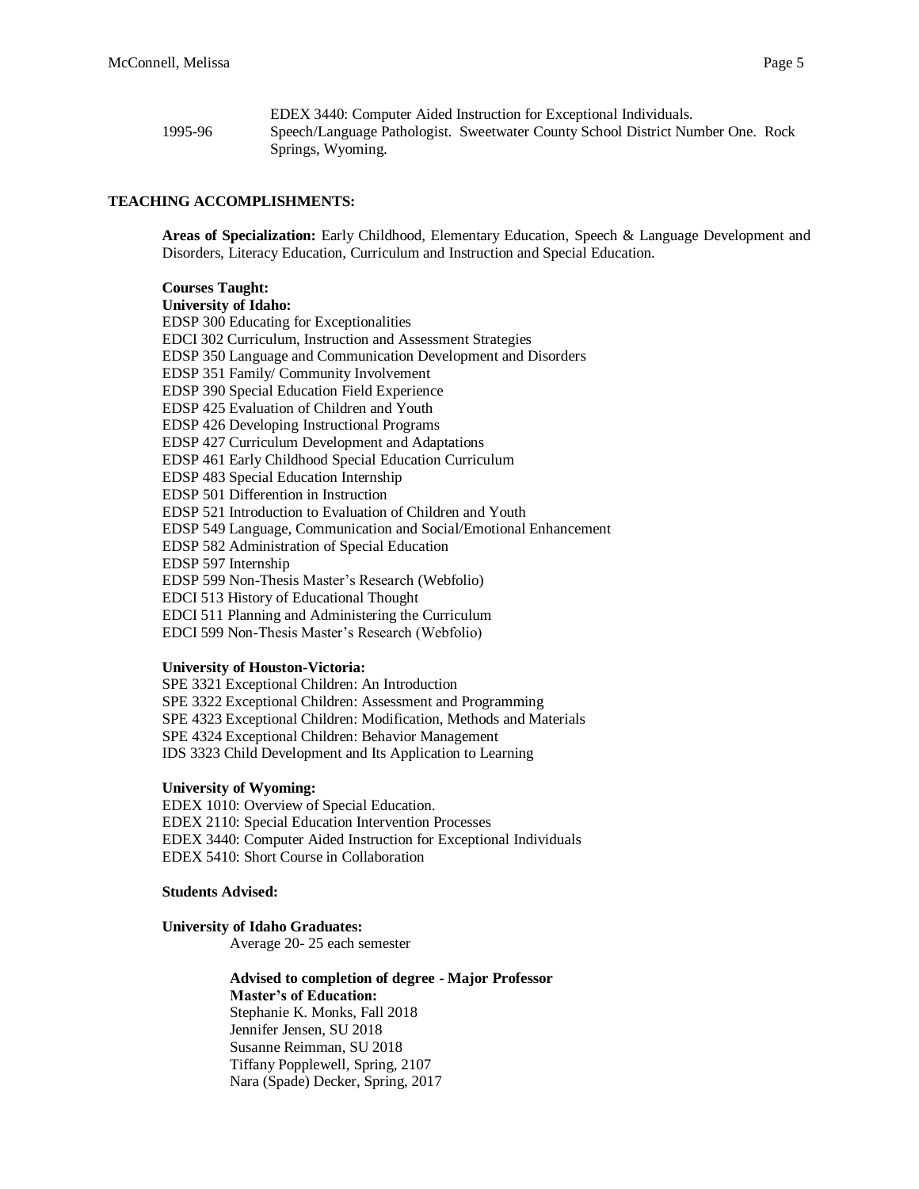EDEX 3440: Computer Aided Instruction for Exceptional Individuals.

1995-96 Speech/Language Pathologist. Sweetwater County School District Number One. Rock Springs, Wyoming.

## TEACHING ACCOMPLISHMENTS:

**Areas of Specialization:** Early Childhood, Elementary Education, Speech & Language Development and Disorders, Literacy Education, Curriculum and Instruction and Special Education.

**Courses Taught:**

**University of Idaho:**

EDSP 300 Educating for Exceptionalities
EDCI 302 Curriculum, Instruction and Assessment Strategies
EDSP 350 Language and Communication Development and Disorders
EDSP 351 Family/ Community Involvement
EDSP 390 Special Education Field Experience
EDSP 425 Evaluation of Children and Youth
EDSP 426 Developing Instructional Programs
EDSP 427 Curriculum Development and Adaptations
EDSP 461 Early Childhood Special Education Curriculum
EDSP 483 Special Education Internship
EDSP 501 Differention in Instruction
EDSP 521 Introduction to Evaluation of Children and Youth
EDSP 549 Language, Communication and Social/Emotional Enhancement
EDSP 582 Administration of Special Education
EDSP 597 Internship
EDSP 599 Non-Thesis Master's Research (Webfolio)
EDCI 513 History of Educational Thought
EDCI 511 Planning and Administering the Curriculum
EDCI 599 Non-Thesis Master's Research (Webfolio)

**University of Houston-Victoria:**

SPE 3321 Exceptional Children: An Introduction
SPE 3322 Exceptional Children: Assessment and Programming
SPE 4323 Exceptional Children: Modification, Methods and Materials
SPE 4324 Exceptional Children: Behavior Management
IDS 3323 Child Development and Its Application to Learning

**University of Wyoming:**

EDEX 1010: Overview of Special Education.
EDEX 2110: Special Education Intervention Processes
EDEX 3440: Computer Aided Instruction for Exceptional Individuals
EDEX 5410: Short Course in Collaboration

**Students Advised:**

**University of Idaho Graduates:**

Average 20- 25 each semester

**Advised to completion of degree - Major Professor**
**Master's of Education:**

Stephanie K. Monks, Fall 2018
Jennifer Jensen, SU 2018
Susanne Reimman, SU 2018
Tiffany Popplewell, Spring, 2107
Nara (Spade) Decker, Spring, 2017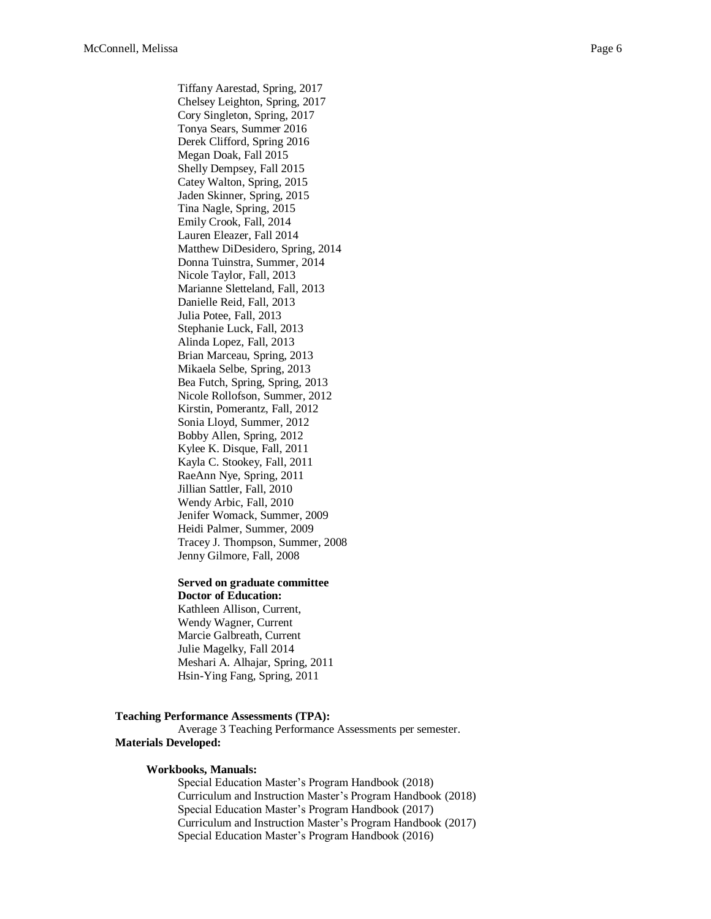Tiffany Aarestad, Spring, 2017
Chelsey Leighton, Spring, 2017
Cory Singleton, Spring, 2017
Tonya Sears, Summer 2016
Derek Clifford, Spring 2016
Megan Doak, Fall 2015
Shelly Dempsey, Fall 2015
Catey Walton, Spring, 2015
Jaden Skinner, Spring, 2015
Tina Nagle, Spring, 2015
Emily Crook, Fall, 2014
Lauren Eleazer, Fall 2014
Matthew DiDesidero, Spring, 2014
Donna Tuinstra, Summer, 2014
Nicole Taylor, Fall, 2013
Marianne Sletteland, Fall, 2013
Danielle Reid, Fall, 2013
Julia Potee, Fall, 2013
Stephanie Luck, Fall, 2013
Alinda Lopez, Fall, 2013
Brian Marceau, Spring, 2013
Mikaela Selbe, Spring, 2013
Bea Futch, Spring, Spring, 2013
Nicole Rollofson, Summer, 2012
Kirstin, Pomerantz, Fall, 2012
Sonia Lloyd, Summer, 2012
Bobby Allen, Spring, 2012
Kylee K. Disque, Fall, 2011
Kayla C. Stookey, Fall, 2011
RaeAnn Nye, Spring, 2011
Jillian Sattler, Fall, 2010
Wendy Arbic, Fall, 2010
Jenifer Womack, Summer, 2009
Heidi Palmer, Summer, 2009
Tracey J. Thompson, Summer, 2008
Jenny Gilmore, Fall, 2008

**Served on graduate committee**
**Doctor of Education:**
Kathleen Allison, Current,
Wendy Wagner, Current
Marcie Galbreath, Current
Julie Magelky, Fall 2014
Meshari A. Alhajar, Spring, 2011
Hsin-Ying Fang, Spring, 2011

**Teaching Performance Assessments (TPA):**
Average 3 Teaching Performance Assessments per semester.

**Materials Developed:**

**Workbooks, Manuals:**
Special Education Master's Program Handbook (2018)
Curriculum and Instruction Master's Program Handbook (2018)
Special Education Master's Program Handbook (2017)
Curriculum and Instruction Master's Program Handbook (2017)
Special Education Master's Program Handbook (2016)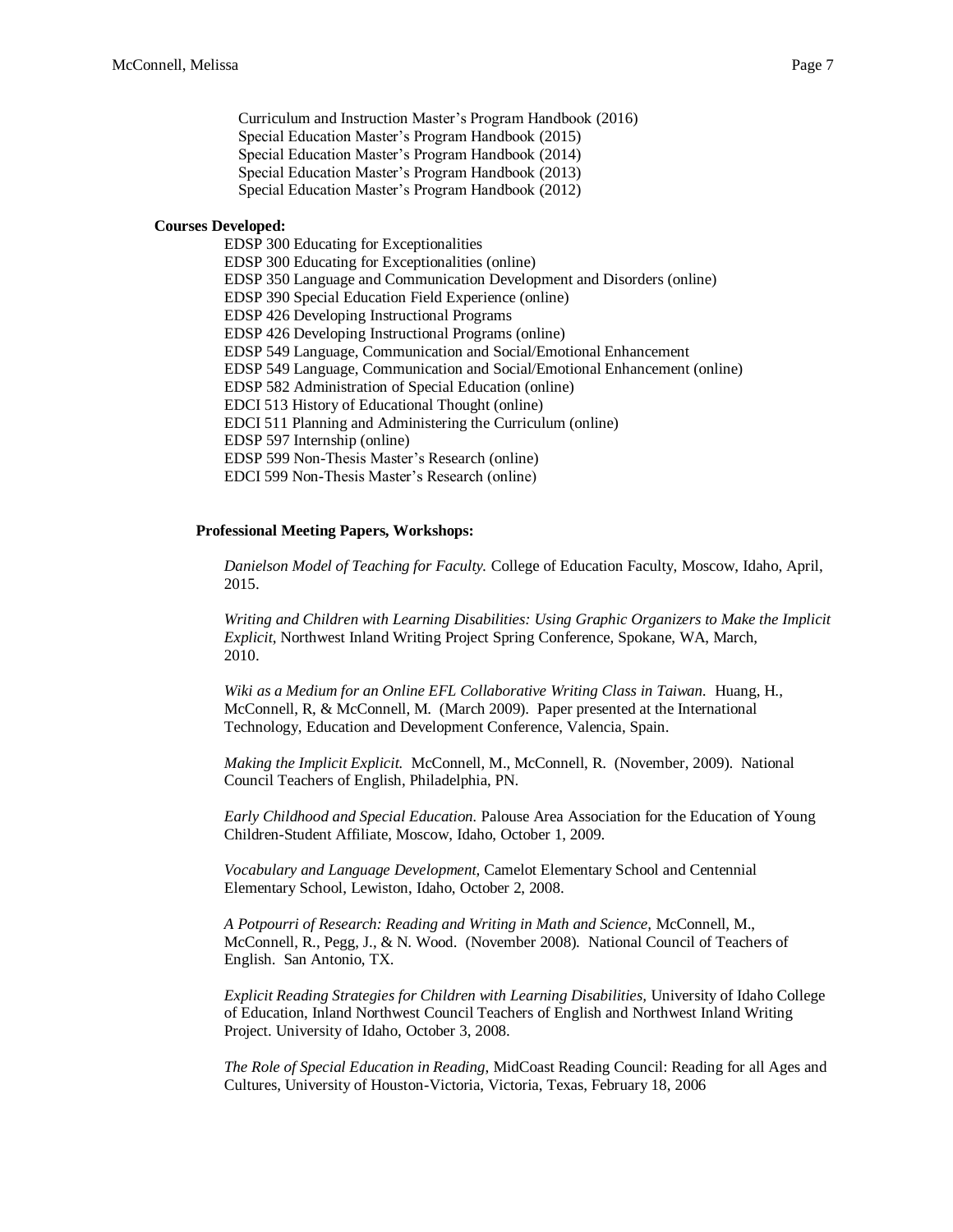Curriculum and Instruction Master's Program Handbook (2016)
Special Education Master's Program Handbook (2015)
Special Education Master's Program Handbook (2014)
Special Education Master's Program Handbook (2013)
Special Education Master's Program Handbook (2012)

**Courses Developed:**

EDSP 300 Educating for Exceptionalities
EDSP 300 Educating for Exceptionalities (online)
EDSP 350 Language and Communication Development and Disorders (online)
EDSP 390 Special Education Field Experience (online)
EDSP 426 Developing Instructional Programs
EDSP 426 Developing Instructional Programs (online)
EDSP 549 Language, Communication and Social/Emotional Enhancement
EDSP 549 Language, Communication and Social/Emotional Enhancement (online)
EDSP 582 Administration of Special Education (online)
EDCI 513 History of Educational Thought (online)
EDCI 511 Planning and Administering the Curriculum (online)
EDSP 597 Internship (online)
EDSP 599 Non-Thesis Master's Research (online)
EDCI 599 Non-Thesis Master's Research (online)

**Professional Meeting Papers, Workshops:**

*Danielson Model of Teaching for Faculty.* College of Education Faculty, Moscow, Idaho, April, 2015.

*Writing and Children with Learning Disabilities: Using Graphic Organizers to Make the Implicit Explicit*, Northwest Inland Writing Project Spring Conference, Spokane, WA, March, 2010.

*Wiki as a Medium for an Online EFL Collaborative Writing Class in Taiwan.* Huang, H., McConnell, R, & McConnell, M. (March 2009). Paper presented at the International Technology, Education and Development Conference, Valencia, Spain.

*Making the Implicit Explicit.* McConnell, M., McConnell, R. (November, 2009). National Council Teachers of English, Philadelphia, PN.

*Early Childhood and Special Education.* Palouse Area Association for the Education of Young Children-Student Affiliate, Moscow, Idaho, October 1, 2009.

*Vocabulary and Language Development,* Camelot Elementary School and Centennial Elementary School, Lewiston, Idaho, October 2, 2008.

*A Potpourri of Research: Reading and Writing in Math and Science,* McConnell, M., McConnell, R., Pegg, J., & N. Wood. (November 2008). National Council of Teachers of English. San Antonio, TX.

*Explicit Reading Strategies for Children with Learning Disabilities,* University of Idaho College of Education, Inland Northwest Council Teachers of English and Northwest Inland Writing Project. University of Idaho, October 3, 2008.

*The Role of Special Education in Reading*, MidCoast Reading Council: Reading for all Ages and Cultures, University of Houston-Victoria, Victoria, Texas, February 18, 2006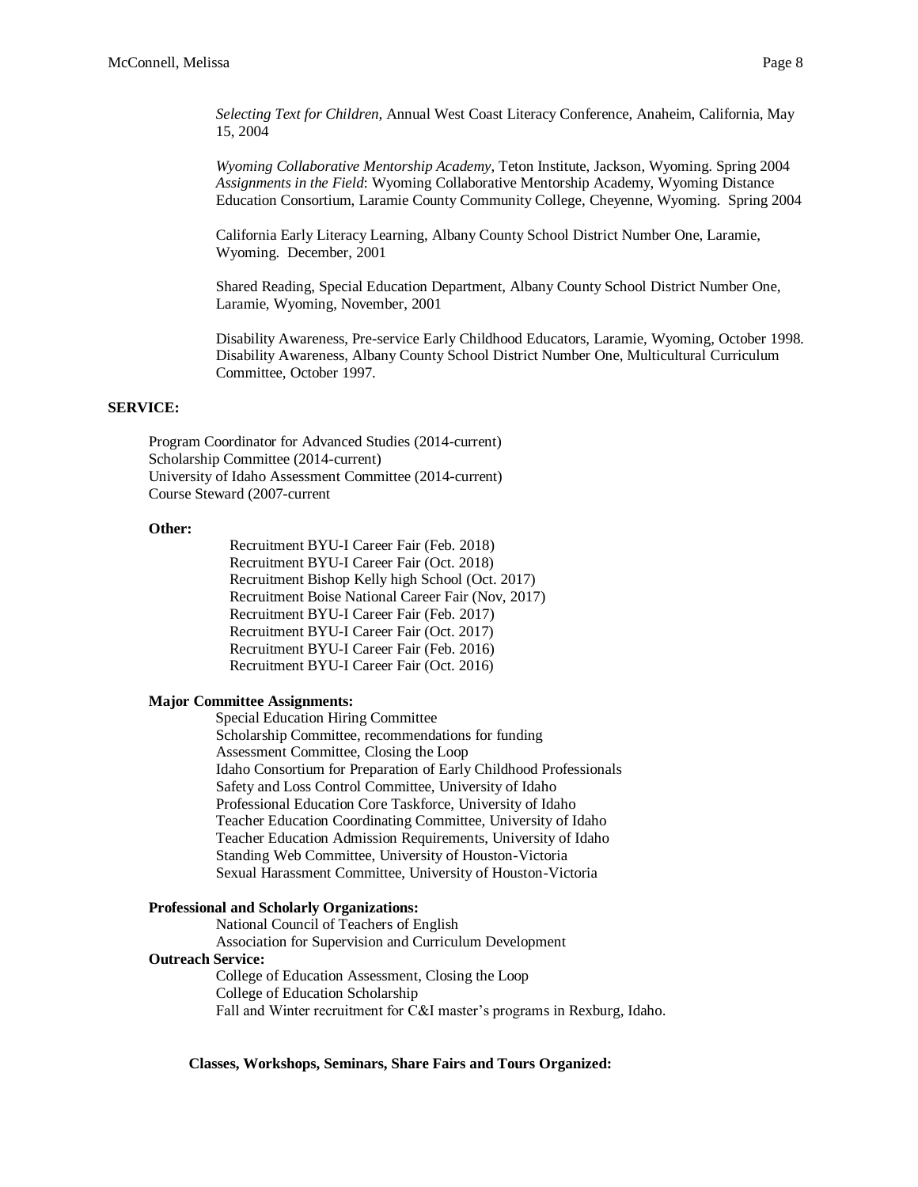*Selecting Text for Children*, Annual West Coast Literacy Conference, Anaheim, California, May 15, 2004

*Wyoming Collaborative Mentorship Academy*, Teton Institute, Jackson, Wyoming. Spring 2004
*Assignments in the Field*: Wyoming Collaborative Mentorship Academy, Wyoming Distance Education Consortium, Laramie County Community College, Cheyenne, Wyoming. Spring 2004

California Early Literacy Learning, Albany County School District Number One, Laramie, Wyoming. December, 2001

Shared Reading, Special Education Department, Albany County School District Number One, Laramie, Wyoming, November, 2001

Disability Awareness, Pre-service Early Childhood Educators, Laramie, Wyoming, October 1998.
Disability Awareness, Albany County School District Number One, Multicultural Curriculum Committee, October 1997.

**SERVICE:**

Program Coordinator for Advanced Studies (2014-current)
Scholarship Committee (2014-current)
University of Idaho Assessment Committee (2014-current)
Course Steward (2007-current

**Other:**

Recruitment BYU-I Career Fair (Feb. 2018)
Recruitment BYU-I Career Fair (Oct. 2018)
Recruitment Bishop Kelly high School (Oct. 2017)
Recruitment Boise National Career Fair (Nov, 2017)
Recruitment BYU-I Career Fair (Feb. 2017)
Recruitment BYU-I Career Fair (Oct. 2017)
Recruitment BYU-I Career Fair (Feb. 2016)
Recruitment BYU-I Career Fair (Oct. 2016)

**Major Committee Assignments:**

Special Education Hiring Committee
Scholarship Committee, recommendations for funding
Assessment Committee, Closing the Loop
Idaho Consortium for Preparation of Early Childhood Professionals
Safety and Loss Control Committee, University of Idaho
Professional Education Core Taskforce, University of Idaho
Teacher Education Coordinating Committee, University of Idaho
Teacher Education Admission Requirements, University of Idaho
Standing Web Committee, University of Houston-Victoria
Sexual Harassment Committee, University of Houston-Victoria

**Professional and Scholarly Organizations:**

National Council of Teachers of English
Association for Supervision and Curriculum Development

**Outreach Service:**

College of Education Assessment, Closing the Loop
College of Education Scholarship
Fall and Winter recruitment for C&I master's programs in Rexburg, Idaho.

**Classes, Workshops, Seminars, Share Fairs and Tours Organized:**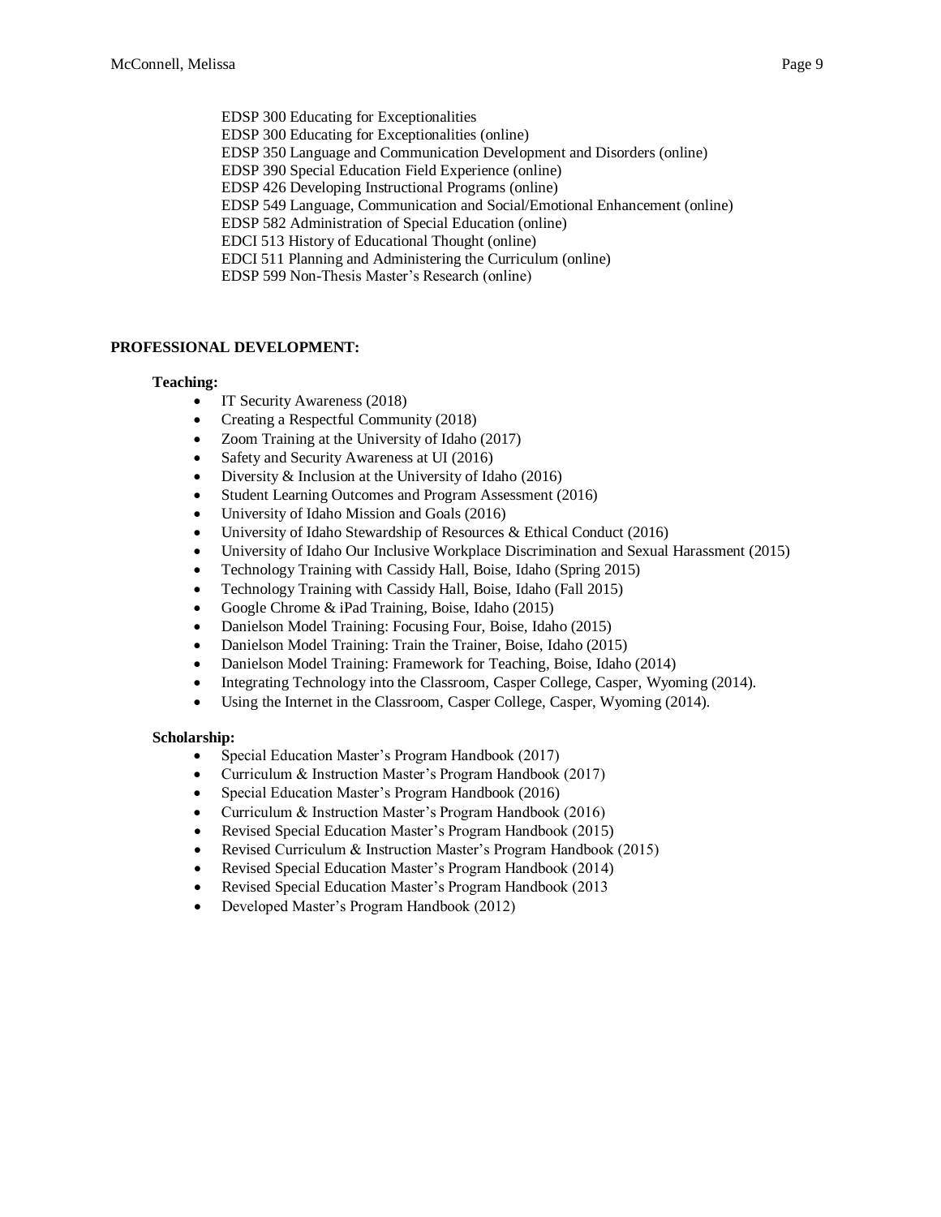EDSP 300 Educating for Exceptionalities
EDSP 300 Educating for Exceptionalities (online)
EDSP 350 Language and Communication Development and Disorders (online)
EDSP 390 Special Education Field Experience (online)
EDSP 426 Developing Instructional Programs (online)
EDSP 549 Language, Communication and Social/Emotional Enhancement (online)
EDSP 582 Administration of Special Education (online)
EDCI 513 History of Educational Thought (online)
EDCI 511 Planning and Administering the Curriculum (online)
EDSP 599 Non-Thesis Master's Research (online)

**PROFESSIONAL DEVELOPMENT:**

**Teaching:**

- IT Security Awareness (2018)
- Creating a Respectful Community (2018)
- Zoom Training at the University of Idaho (2017)
- Safety and Security Awareness at UI (2016)
- Diversity & Inclusion at the University of Idaho (2016)
- Student Learning Outcomes and Program Assessment (2016)
- University of Idaho Mission and Goals (2016)
- University of Idaho Stewardship of Resources & Ethical Conduct (2016)
- University of Idaho Our Inclusive Workplace Discrimination and Sexual Harassment (2015)
- Technology Training with Cassidy Hall, Boise, Idaho (Spring 2015)
- Technology Training with Cassidy Hall, Boise, Idaho (Fall 2015)
- Google Chrome & iPad Training, Boise, Idaho (2015)
- Danielson Model Training: Focusing Four, Boise, Idaho (2015)
- Danielson Model Training: Train the Trainer, Boise, Idaho (2015)
- Danielson Model Training: Framework for Teaching, Boise, Idaho (2014)
- Integrating Technology into the Classroom, Casper College, Casper, Wyoming (2014).
- Using the Internet in the Classroom, Casper College, Casper, Wyoming (2014).

**Scholarship:**

- Special Education Master's Program Handbook (2017)
- Curriculum & Instruction Master's Program Handbook (2017)
- Special Education Master's Program Handbook (2016)
- Curriculum & Instruction Master's Program Handbook (2016)
- Revised Special Education Master's Program Handbook (2015)
- Revised Curriculum & Instruction Master's Program Handbook (2015)
- Revised Special Education Master's Program Handbook (2014)
- Revised Special Education Master's Program Handbook (2013
- Developed Master's Program Handbook (2012)